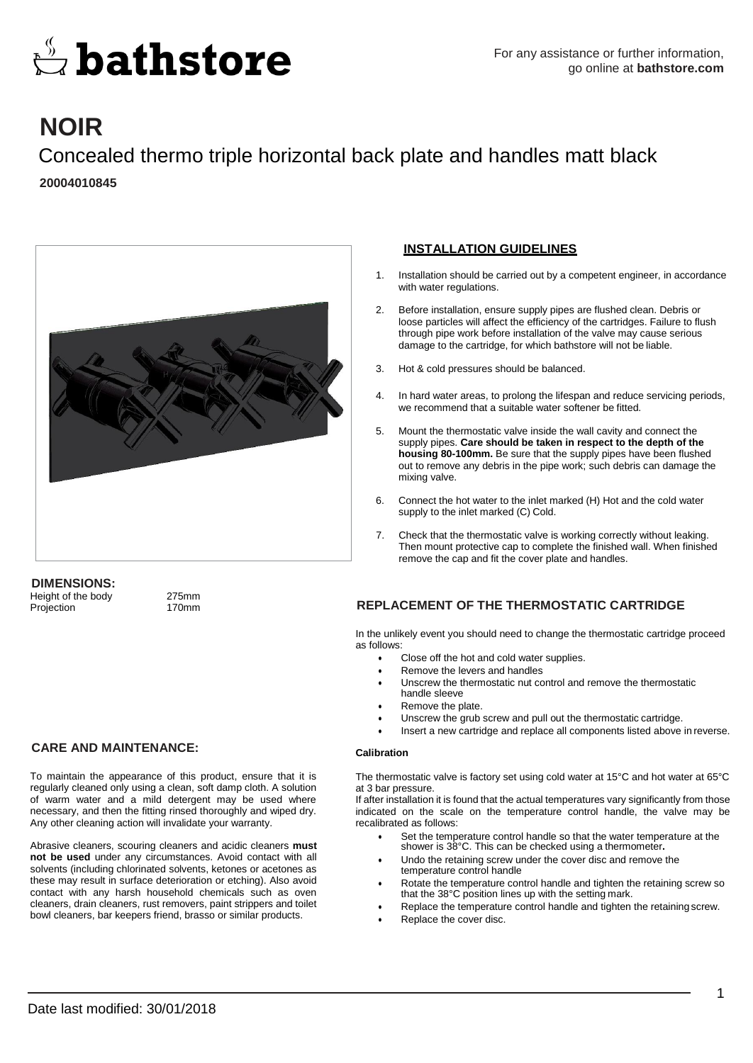# bathstore

For any assistance or further information, go online at **bathstore.com**

# NOIR

## Concealed thermo triple horizontal back plate and handles matt black

**20004010845**

**DIMENSIONS:**

| | |
|---|---|
| Height of the body | 275mm |
| Projection | 170mm |

### INSTALLATION GUIDELINES

1. Installation should be carried out by a competent engineer, in accordance with water regulations.
2. Before installation, ensure supply pipes are flushed clean. Debris or loose particles will affect the efficiency of the cartridges. Failure to flush through pipe work before installation of the valve may cause serious damage to the cartridge, for which bathstore will not be liable.
3. Hot & cold pressures should be balanced.
4. In hard water areas, to prolong the lifespan and reduce servicing periods, we recommend that a suitable water softener be fitted.
5. Mount the thermostatic valve inside the wall cavity and connect the supply pipes. **Care should be taken in respect to the depth of the housing 80-100mm.** Be sure that the supply pipes have been flushed out to remove any debris in the pipe work; such debris can damage the mixing valve.
6. Connect the hot water to the inlet marked (H) Hot and the cold water supply to the inlet marked (C) Cold.
7. Check that the thermostatic valve is working correctly without leaking. Then mount protective cap to complete the finished wall. When finished remove the cap and fit the cover plate and handles.

### REPLACEMENT OF THE THERMOSTATIC CARTRIDGE

In the unlikely event you should need to change the thermostatic cartridge proceed as follows:

- Close off the hot and cold water supplies.
- Remove the levers and handles
- Unscrew the thermostatic nut control and remove the thermostatic handle sleeve
- Remove the plate.
- Unscrew the grub screw and pull out the thermostatic cartridge.
- Insert a new cartridge and replace all components listed above in reverse.

#### Calibration

The thermostatic valve is factory set using cold water at 15°C and hot water at 65°C at 3 bar pressure.

If after installation it is found that the actual temperatures vary significantly from those indicated on the scale on the temperature control handle, the valve may be recalibrated as follows:

- Set the temperature control handle so that the water temperature at the shower is 38°C. This can be checked using a thermometer**.**
- Undo the retaining screw under the cover disc and remove the temperature control handle
- Rotate the temperature control handle and tighten the retaining screw so that the 38°C position lines up with the setting mark.
- Replace the temperature control handle and tighten the retaining screw.
- Replace the cover disc.

### CARE AND MAINTENANCE:

To maintain the appearance of this product, ensure that it is regularly cleaned only using a clean, soft damp cloth. A solution of warm water and a mild detergent may be used where necessary, and then the fitting rinsed thoroughly and wiped dry. Any other cleaning action will invalidate your warranty.

Abrasive cleaners, scouring cleaners and acidic cleaners **must not be used** under any circumstances. Avoid contact with all solvents (including chlorinated solvents, ketones or acetones as these may result in surface deterioration or etching). Also avoid contact with any harsh household chemicals such as oven cleaners, drain cleaners, rust removers, paint strippers and toilet bowl cleaners, bar keepers friend, brasso or similar products.

Date last modified: 30/01/2018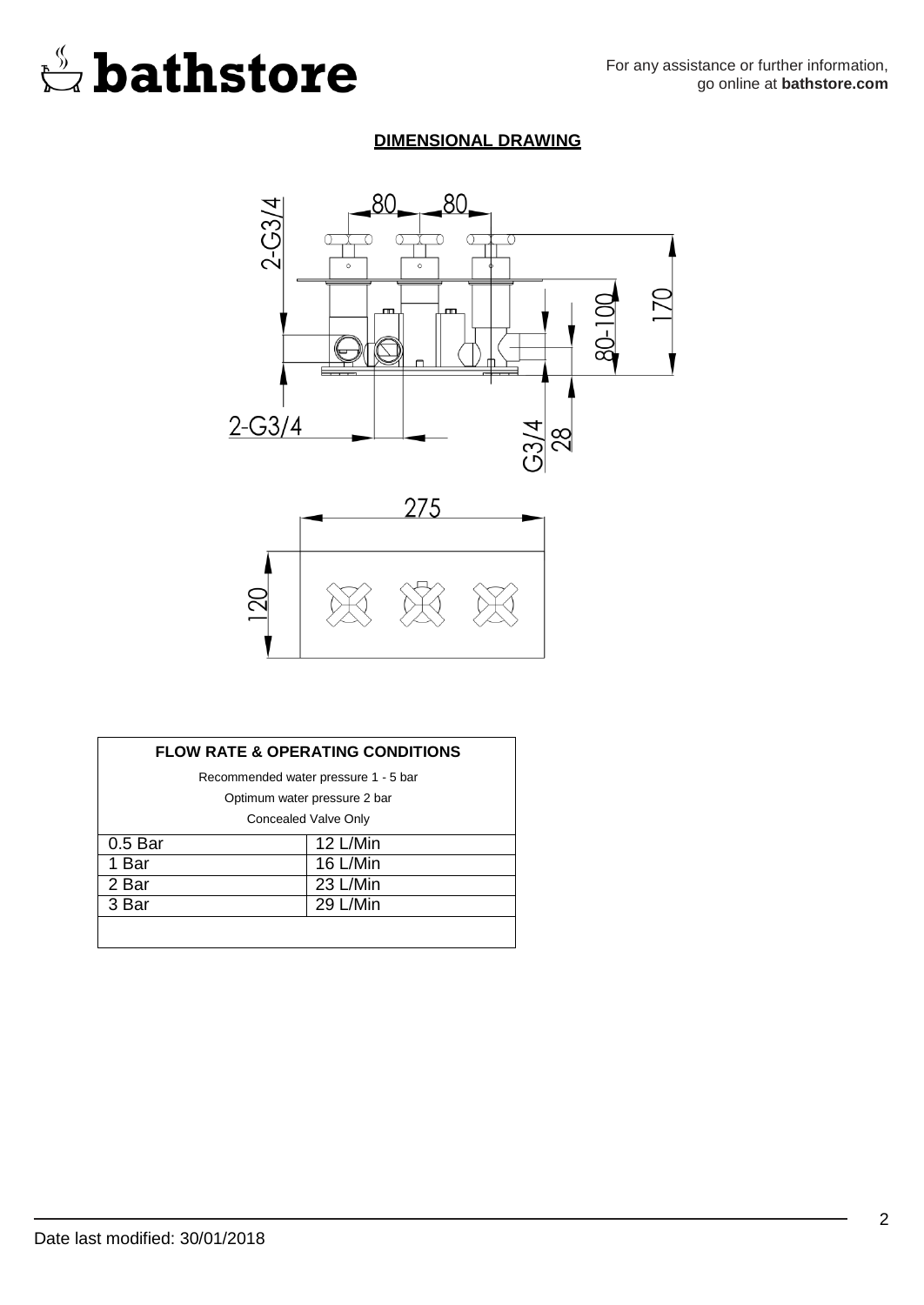For any assistance or further information, go online at **bathstore.com**

## DIMENSIONAL DRAWING

80
80
2-G3/4
170
80-100
2-G3/4
G3/4
28
275
120

| FLOW RATE & OPERATING CONDITIONS | |
| --- | --- |
| Recommended water pressure 1 - 5 bar | |
| Optimum water pressure 2 bar | |
| Concealed Valve Only | |
| 0.5 Bar | 12 L/Min |
| 1 Bar | 16 L/Min |
| 2 Bar | 23 L/Min |
| 3 Bar | 29 L/Min |

Date last modified: 30/01/2018